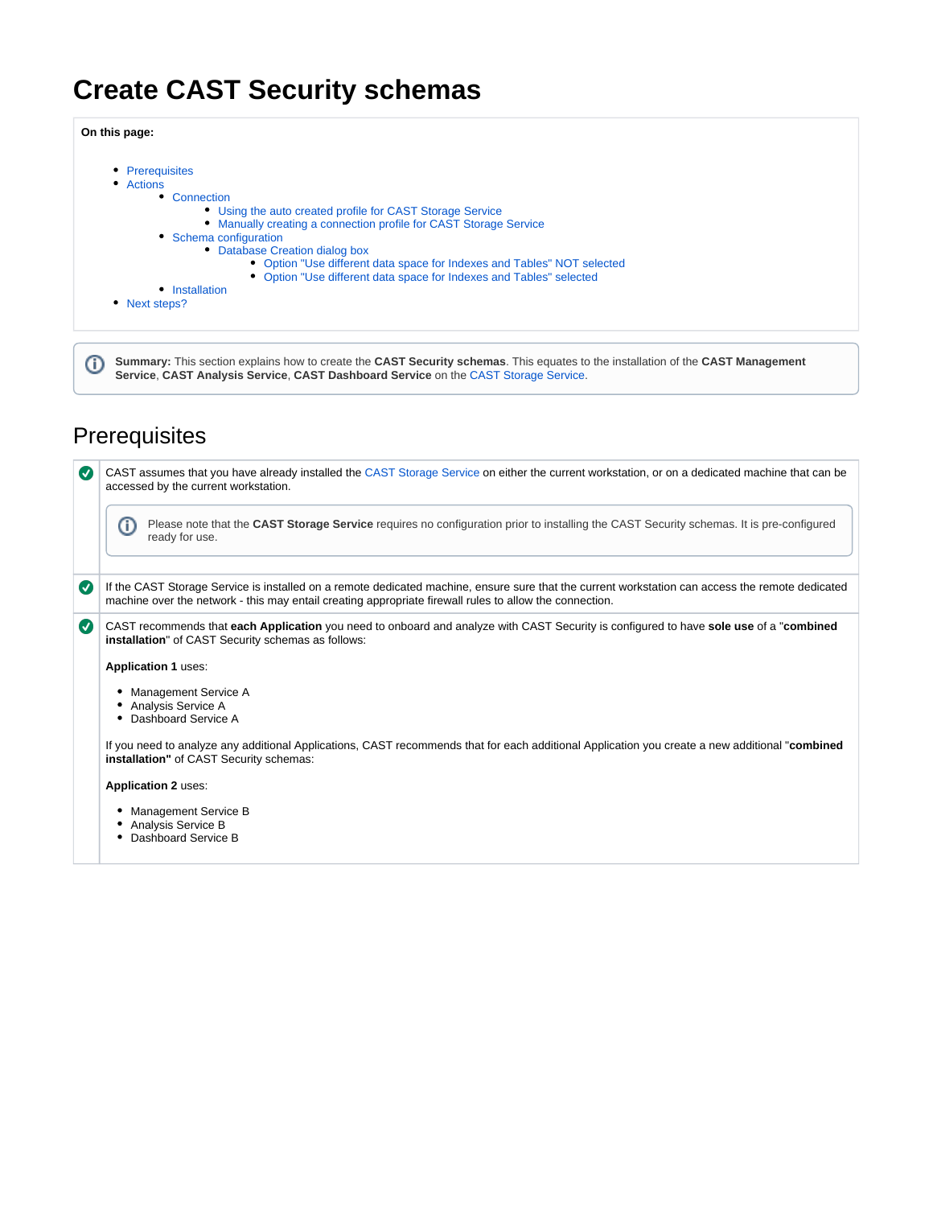# Create CAST Security schemas

**On this page:**

- Prerequisites
- Actions
  - Connection
    - Using the auto created profile for CAST Storage Service
    - Manually creating a connection profile for CAST Storage Service
  - Schema configuration
    - Database Creation dialog box
      - Option "Use different data space for Indexes and Tables" NOT selected
      - Option "Use different data space for Indexes and Tables" selected
  - Installation
- Next steps?

**Summary:** This section explains how to create the **CAST Security schemas**. This equates to the installation of the **CAST Management Service**, **CAST Analysis Service**, **CAST Dashboard Service** on the CAST Storage Service.

## Prerequisites

CAST assumes that you have already installed the CAST Storage Service on either the current workstation, or on a dedicated machine that can be accessed by the current workstation.

> Please note that the **CAST Storage Service** requires no configuration prior to installing the CAST Security schemas. It is pre-configured ready for use.

If the CAST Storage Service is installed on a remote dedicated machine, ensure sure that the current workstation can access the remote dedicated machine over the network - this may entail creating appropriate firewall rules to allow the connection.

CAST recommends that **each Application** you need to onboard and analyze with CAST Security is configured to have **sole use** of a "**combined installation**" of CAST Security schemas as follows:

**Application 1** uses:

- Management Service A
- Analysis Service A
- Dashboard Service A

If you need to analyze any additional Applications, CAST recommends that for each additional Application you create a new additional "**combined installation"** of CAST Security schemas:

**Application 2** uses:

- Management Service B
- Analysis Service B
- Dashboard Service B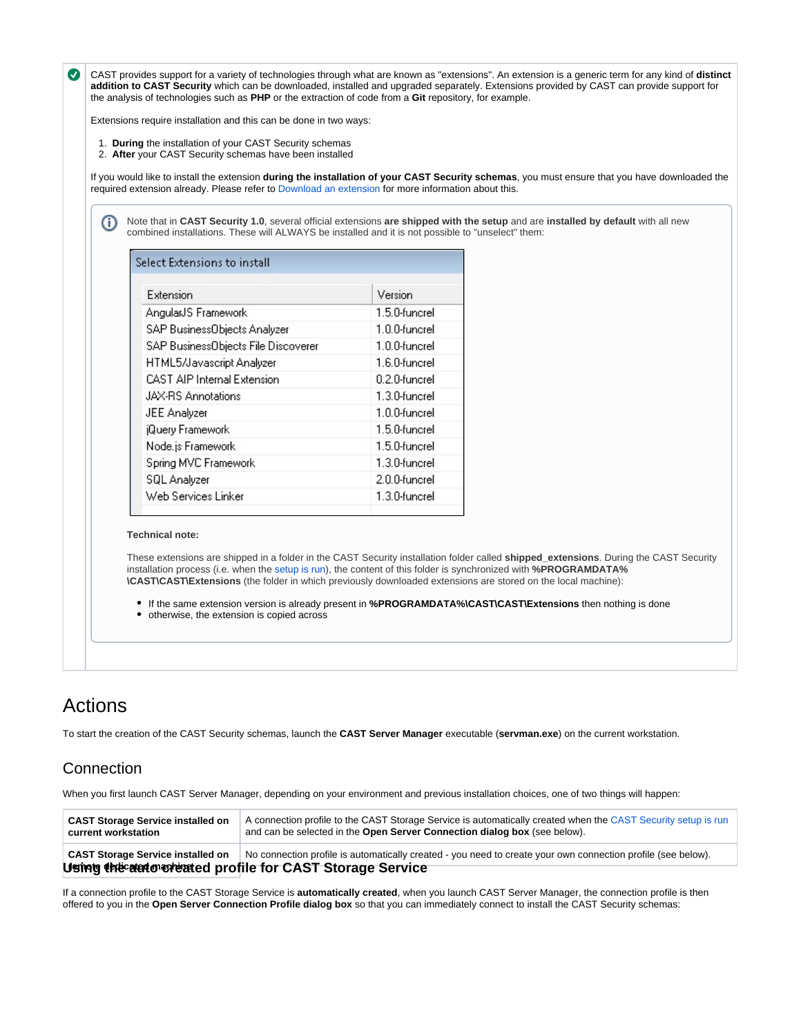CAST provides support for a variety of technologies through what are known as "extensions". An extension is a generic term for any kind of **distinct addition to CAST Security** which can be downloaded, installed and upgraded separately. Extensions provided by CAST can provide support for the analysis of technologies such as **PHP** or the extraction of code from a **Git** repository, for example.

Extensions require installation and this can be done in two ways:

1. **During** the installation of your CAST Security schemas
2. **After** your CAST Security schemas have been installed

If you would like to install the extension **during the installation of your CAST Security schemas**, you must ensure that you have downloaded the required extension already. Please refer to Download an extension for more information about this.

Note that in **CAST Security 1.0**, several official extensions **are shipped with the setup** and are **installed by default** with all new combined installations. These will ALWAYS be installed and it is not possible to "unselect" them:

Select Extensions to install

| Extension | Version |
|---|---|
| AngularJS Framework | 1.5.0-funcrel |
| SAP BusinessObjects Analyzer | 1.0.0-funcrel |
| SAP BusinessObjects File Discoverer | 1.0.0-funcrel |
| HTML5/Javascript Analyzer | 1.6.0-funcrel |
| CAST AIP Internal Extension | 0.2.0-funcrel |
| JAX-RS Annotations | 1.3.0-funcrel |
| JEE Analyzer | 1.0.0-funcrel |
| jQuery Framework | 1.5.0-funcrel |
| Node.js Framework | 1.5.0-funcrel |
| Spring MVC Framework | 1.3.0-funcrel |
| SQL Analyzer | 2.0.0-funcrel |
| Web Services Linker | 1.3.0-funcrel |

**Technical note:**

These extensions are shipped in a folder in the CAST Security installation folder called **shipped_extensions**. During the CAST Security installation process (i.e. when the setup is run), the content of this folder is synchronized with **%PROGRAMDATA%\CAST\CAST\Extensions** (the folder in which previously downloaded extensions are stored on the local machine):

- If the same extension version is already present in **%PROGRAMDATA%\CAST\CAST\Extensions** then nothing is done
- otherwise, the extension is copied across

# Actions

To start the creation of the CAST Security schemas, launch the **CAST Server Manager** executable (**servman.exe**) on the current workstation.

## Connection

When you first launch CAST Server Manager, depending on your environment and previous installation choices, one of two things will happen:

| | |
|---|---|
| **CAST Storage Service installed on current workstation** | A connection profile to the CAST Storage Service is automatically created when the CAST Security setup is run and can be selected in the **Open Server Connection dialog box** (see below). |
| **CAST Storage Service installed on remote dedicated machine** | No connection profile is automatically created - you need to create your own connection profile (see below). |

### Using the auto created profile for CAST Storage Service

If a connection profile to the CAST Storage Service is **automatically created**, when you launch CAST Server Manager, the connection profile is then offered to you in the **Open Server Connection Profile dialog box** so that you can immediately connect to install the CAST Security schemas: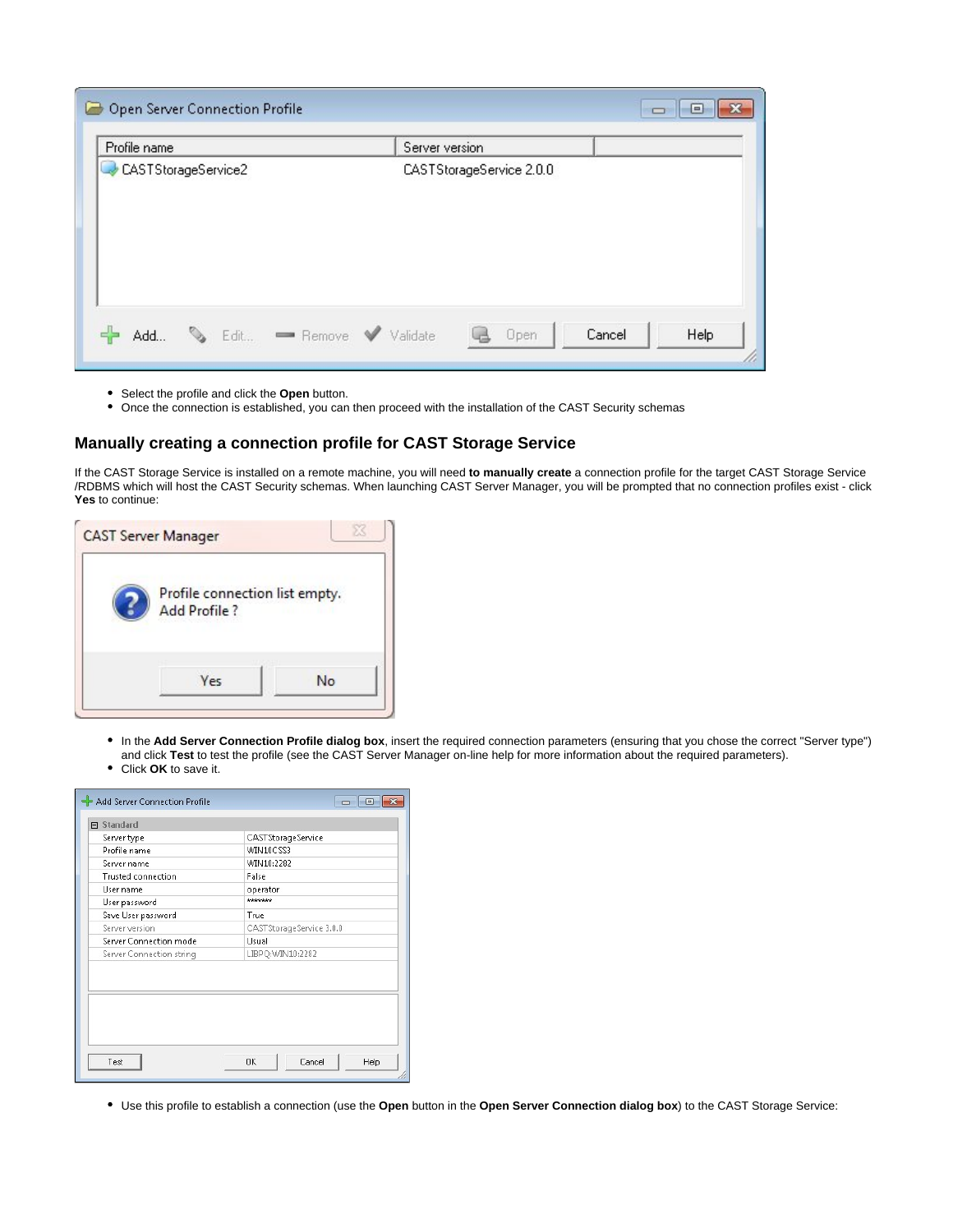- Select the profile and click the **Open** button.
- Once the connection is established, you can then proceed with the installation of the CAST Security schemas

## Manually creating a connection profile for CAST Storage Service

If the CAST Storage Service is installed on a remote machine, you will need **to manually create** a connection profile for the target CAST Storage Service /RDBMS which will host the CAST Security schemas. When launching CAST Server Manager, you will be prompted that no connection profiles exist - click **Yes** to continue:

- In the **Add Server Connection Profile dialog box**, insert the required connection parameters (ensuring that you chose the correct "Server type") and click **Test** to test the profile (see the CAST Server Manager on-line help for more information about the required parameters).
- Click **OK** to save it.

- Use this profile to establish a connection (use the **Open** button in the **Open Server Connection dialog box**) to the CAST Storage Service: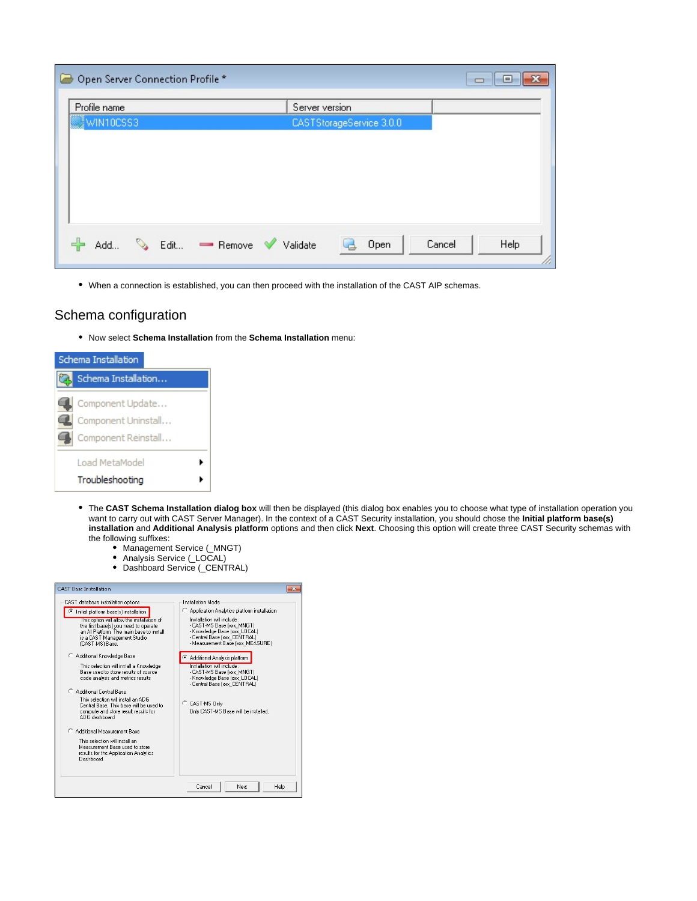- When a connection is established, you can then proceed with the installation of the CAST AIP schemas.

## Schema configuration

- Now select **Schema Installation** from the **Schema Installation** menu:

- The **CAST Schema Installation dialog box** will then be displayed (this dialog box enables you to choose what type of installation operation you want to carry out with CAST Server Manager). In the context of a CAST Security installation, you should chose the **Initial platform base(s) installation** and **Additional Analysis platform** options and then click **Next**. Choosing this option will create three CAST Security schemas with the following suffixes:
  - Management Service (_MNGT)
  - Analysis Service (_LOCAL)
  - Dashboard Service (_CENTRAL)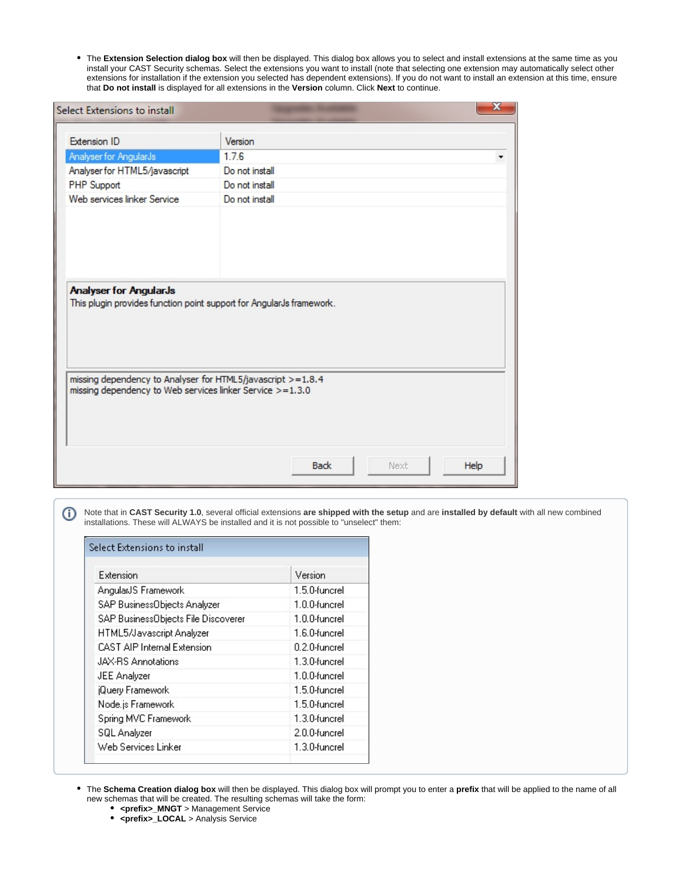- The **Extension Selection dialog box** will then be displayed. This dialog box allows you to select and install extensions at the same time as you install your CAST Security schemas. Select the extensions you want to install (note that selecting one extension may automatically select other extensions for installation if the extension you selected has dependent extensions). If you do not want to install an extension at this time, ensure that **Do not install** is displayed for all extensions in the **Version** column. Click **Next** to continue.

Select Extensions to install

| Extension ID | Version |
|---|---|
| Analyser for AngularJs | 1.7.6 |
| Analyser for HTML5/javascript | Do not install |
| PHP Support | Do not install |
| Web services linker Service | Do not install |

**Analyser for AngularJs**
This plugin provides function point support for AngularJs framework.

missing dependency to Analyser for HTML5/javascript >=1.8.4
missing dependency to Web services linker Service >=1.3.0

Back | Next | Help

> Note that in **CAST Security 1.0**, several official extensions **are shipped with the setup** and are **installed by default** with all new combined installations. These will ALWAYS be installed and it is not possible to "unselect" them:
>
> Select Extensions to install
>
> | Extension | Version |
> |---|---|
> | AngularJS Framework | 1.5.0-funcrel |
> | SAP BusinessObjects Analyzer | 1.0.0-funcrel |
> | SAP BusinessObjects File Discoverer | 1.0.0-funcrel |
> | HTML5/Javascript Analyzer | 1.6.0-funcrel |
> | CAST AIP Internal Extension | 0.2.0-funcrel |
> | JAX-RS Annotations | 1.3.0-funcrel |
> | JEE Analyzer | 1.0.0-funcrel |
> | jQuery Framework | 1.5.0-funcrel |
> | Node.js Framework | 1.5.0-funcrel |
> | Spring MVC Framework | 1.3.0-funcrel |
> | SQL Analyzer | 2.0.0-funcrel |
> | Web Services Linker | 1.3.0-funcrel |

- The **Schema Creation dialog box** will then be displayed. This dialog box will prompt you to enter a **prefix** that will be applied to the name of all new schemas that will be created. The resulting schemas will take the form:
  - **<prefix>_MNGT** > Management Service
  - **<prefix>_LOCAL** > Analysis Service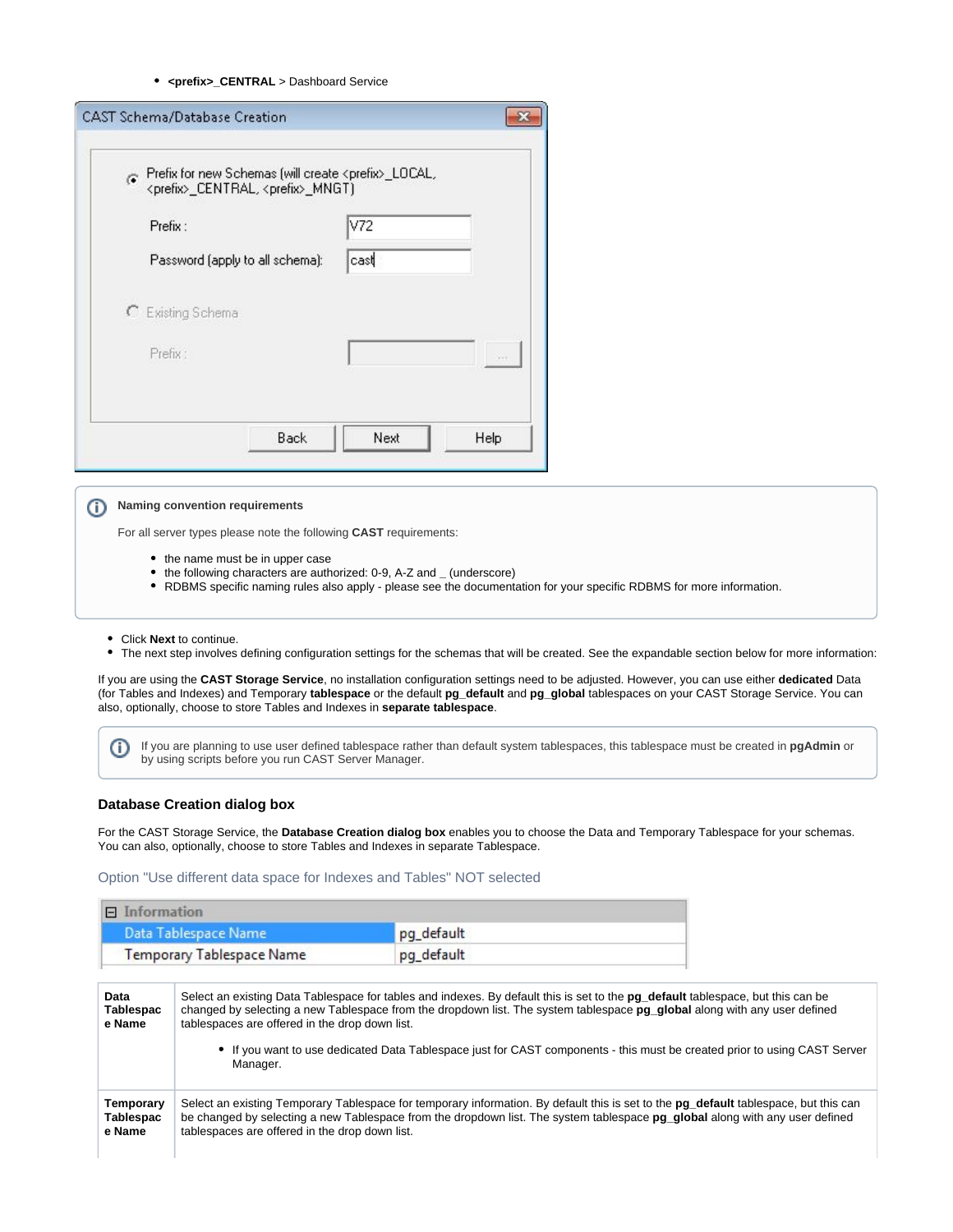- **<prefix>_CENTRAL** > Dashboard Service

> **Naming convention requirements**
>
> For all server types please note the following **CAST** requirements:
>
> - the name must be in upper case
> - the following characters are authorized: 0-9, A-Z and _ (underscore)
> - RDBMS specific naming rules also apply - please see the documentation for your specific RDBMS for more information.

- Click **Next** to continue.
- The next step involves defining configuration settings for the schemas that will be created. See the expandable section below for more information:

If you are using the **CAST Storage Service**, no installation configuration settings need to be adjusted. However, you can use either **dedicated** Data (for Tables and Indexes) and Temporary **tablespace** or the default **pg_default** and **pg_global** tablespaces on your CAST Storage Service. You can also, optionally, choose to store Tables and Indexes in **separate tablespace**.

> If you are planning to use user defined tablespace rather than default system tablespaces, this tablespace must be created in **pgAdmin** or by using scripts before you run CAST Server Manager.

### Database Creation dialog box

For the CAST Storage Service, the **Database Creation dialog box** enables you to choose the Data and Temporary Tablespace for your schemas. You can also, optionally, choose to store Tables and Indexes in separate Tablespace.

#### Option "Use different data space for Indexes and Tables" NOT selected

| **Data Tablespace Name** | Select an existing Data Tablespace for tables and indexes. By default this is set to the **pg_default** tablespace, but this can be changed by selecting a new Tablespace from the dropdown list. The system tablespace **pg_global** along with any user defined tablespaces are offered in the drop down list.<br><br>- If you want to use dedicated Data Tablespace just for CAST components - this must be created prior to using CAST Server Manager. |
|---|---|
| **Temporary Tablespace Name** | Select an existing Temporary Tablespace for temporary information. By default this is set to the **pg_default** tablespace, but this can be changed by selecting a new Tablespace from the dropdown list. The system tablespace **pg_global** along with any user defined tablespaces are offered in the drop down list. |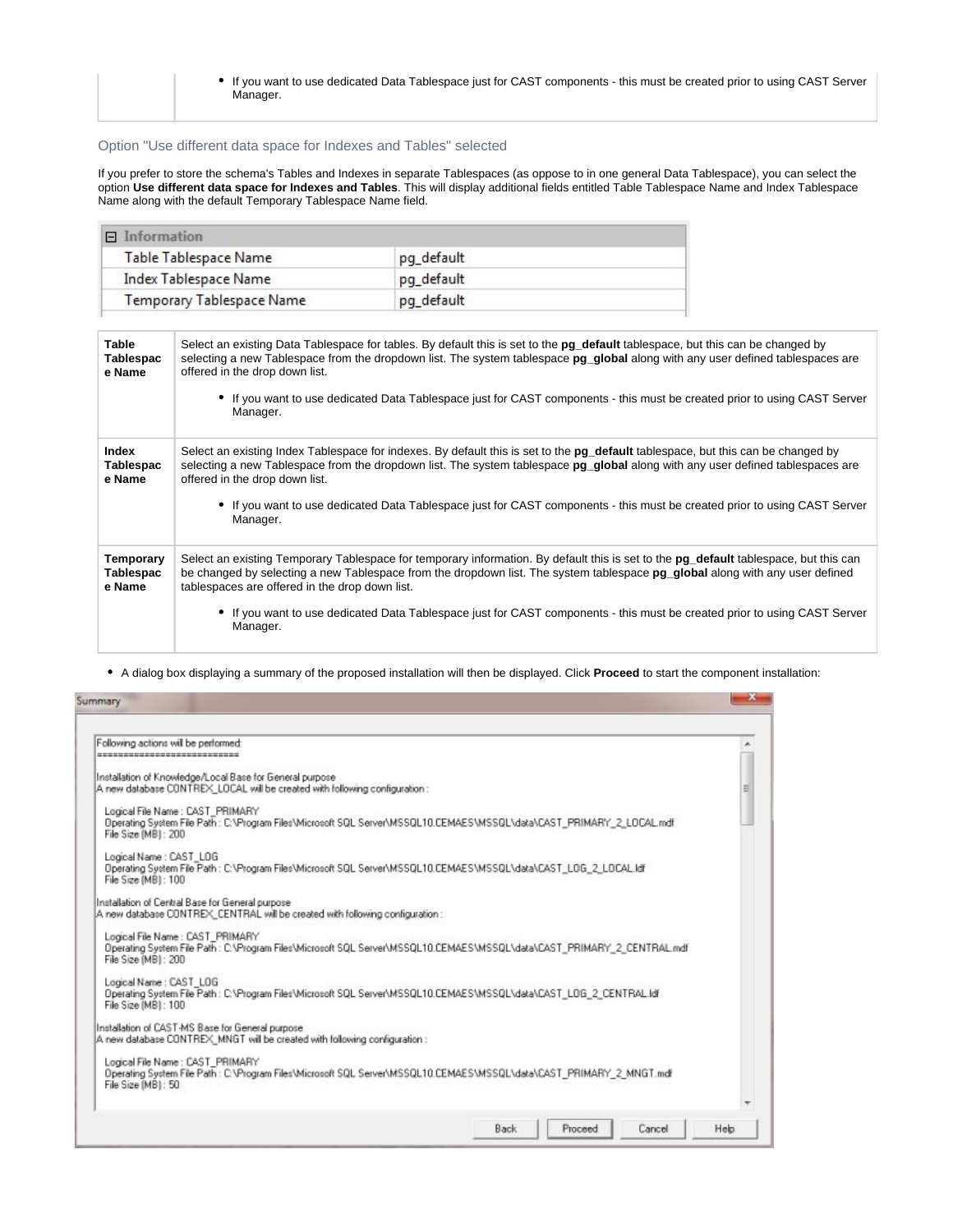| | |
|---|---|
| | • If you want to use dedicated Data Tablespace just for CAST components - this must be created prior to using CAST Server Manager. |

### Option "Use different data space for Indexes and Tables" selected

If you prefer to store the schema's Tables and Indexes in separate Tablespaces (as oppose to in one general Data Tablespace), you can select the option **Use different data space for Indexes and Tables**. This will display additional fields entitled Table Tablespace Name and Index Tablespace Name along with the default Temporary Tablespace Name field.

| Information | |
|---|---|
| Table Tablespace Name | pg_default |
| Index Tablespace Name | pg_default |
| Temporary Tablespace Name | pg_default |

| | |
|---|---|
| **Table Tablespace Name** | Select an existing Data Tablespace for tables. By default this is set to the **pg_default** tablespace, but this can be changed by selecting a new Tablespace from the dropdown list. The system tablespace **pg_global** along with any user defined tablespaces are offered in the drop down list. • If you want to use dedicated Data Tablespace just for CAST components - this must be created prior to using CAST Server Manager. |
| **Index Tablespace Name** | Select an existing Index Tablespace for indexes. By default this is set to the **pg_default** tablespace, but this can be changed by selecting a new Tablespace from the dropdown list. The system tablespace **pg_global** along with any user defined tablespaces are offered in the drop down list. • If you want to use dedicated Data Tablespace just for CAST components - this must be created prior to using CAST Server Manager. |
| **Temporary Tablespace Name** | Select an existing Temporary Tablespace for temporary information. By default this is set to the **pg_default** tablespace, but this can be changed by selecting a new Tablespace from the dropdown list. The system tablespace **pg_global** along with any user defined tablespaces are offered in the drop down list. • If you want to use dedicated Data Tablespace just for CAST components - this must be created prior to using CAST Server Manager. |

- A dialog box displaying a summary of the proposed installation will then be displayed. Click **Proceed** to start the component installation:

Summary

```
Following actions will be performed:
===========================

Installation of Knowledge/Local Base for General purpose
A new database CONTREX_LOCAL will be created with following configuration :

  Logical File Name : CAST_PRIMARY
  Operating System File Path : C:\Program Files\Microsoft SQL Server\MSSQL10.CEMAES\MSSQL\data\CAST_PRIMARY_2_LOCAL.mdf
  File Size (MB) : 200

  Logical Name : CAST_LOG
  Operating System File Path : C:\Program Files\Microsoft SQL Server\MSSQL10.CEMAES\MSSQL\data\CAST_LOG_2_LOCAL.ldf
  File Size (MB) : 100

Installation of Central Base for General purpose
A new database CONTREX_CENTRAL will be created with following configuration :

  Logical File Name : CAST_PRIMARY
  Operating System File Path : C:\Program Files\Microsoft SQL Server\MSSQL10.CEMAES\MSSQL\data\CAST_PRIMARY_2_CENTRAL.mdf
  File Size (MB) : 200

  Logical Name : CAST_LOG
  Operating System File Path : C:\Program Files\Microsoft SQL Server\MSSQL10.CEMAES\MSSQL\data\CAST_LOG_2_CENTRAL.ldf
  File Size (MB) : 100

Installation of CAST-MS Base for General purpose
A new database CONTREX_MNGT will be created with following configuration :

  Logical File Name : CAST_PRIMARY
  Operating System File Path : C:\Program Files\Microsoft SQL Server\MSSQL10.CEMAES\MSSQL\data\CAST_PRIMARY_2_MNGT.mdf
  File Size (MB) : 50
```

Back | Proceed | Cancel | Help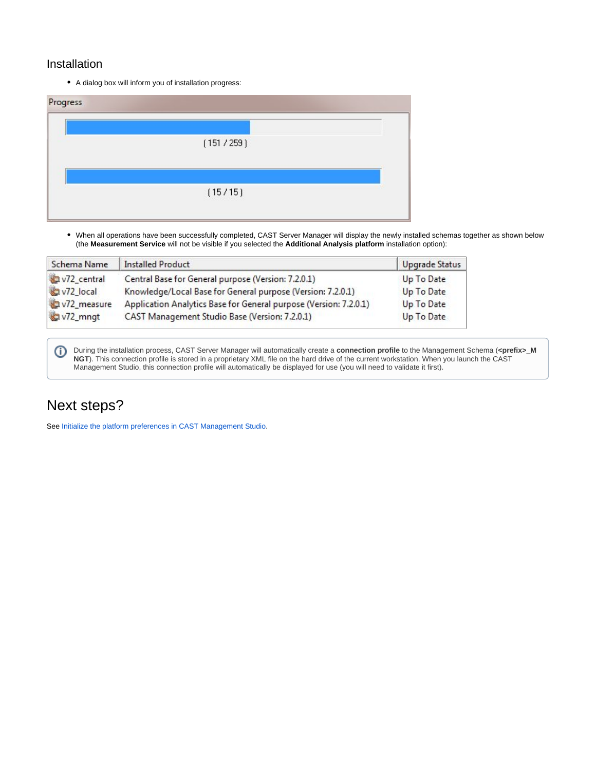## Installation

- A dialog box will inform you of installation progress:

Progress

( 151 / 259 )

( 15 / 15 )

- When all operations have been successfully completed, CAST Server Manager will display the newly installed schemas together as shown below (the **Measurement Service** will not be visible if you selected the **Additional Analysis platform** installation option):

| Schema Name | Installed Product | Upgrade Status |
|---|---|---|
| v72_central | Central Base for General purpose (Version: 7.2.0.1) | Up To Date |
| v72_local | Knowledge/Local Base for General purpose (Version: 7.2.0.1) | Up To Date |
| v72_measure | Application Analytics Base for General purpose (Version: 7.2.0.1) | Up To Date |
| v72_mngt | CAST Management Studio Base (Version: 7.2.0.1) | Up To Date |

During the installation process, CAST Server Manager will automatically create a **connection profile** to the Management Schema (**<prefix>_MNGT**). This connection profile is stored in a proprietary XML file on the hard drive of the current workstation. When you launch the CAST Management Studio, this connection profile will automatically be displayed for use (you will need to validate it first).

# Next steps?

See Initialize the platform preferences in CAST Management Studio.